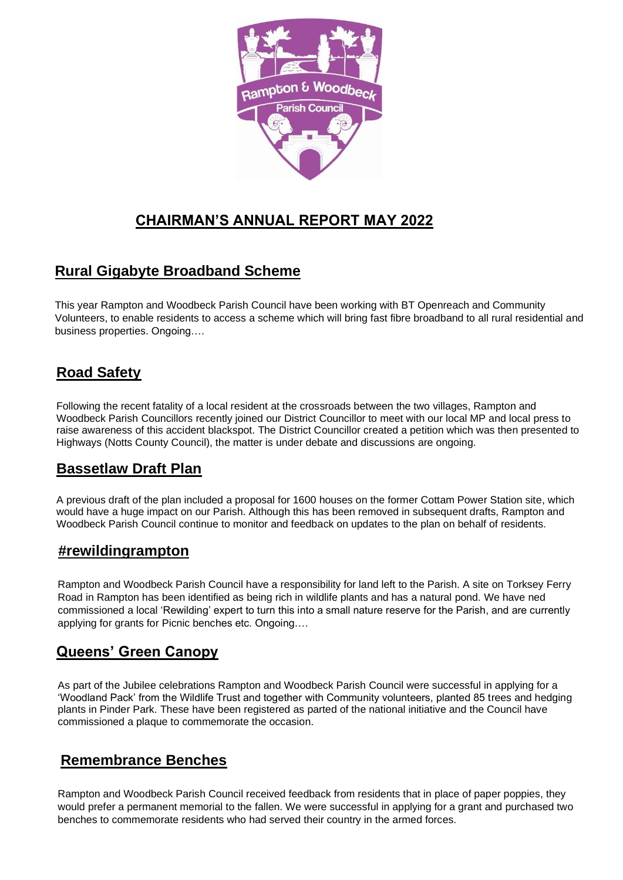# CHAIRMAN'S ANNUAL REPORT MAY 2022

## Rural Gigabyte Broadband Scheme

This year Rampton and Woodbeck Parish Council have been working with BT Openreach and Community Volunteers, to enable residents to access a scheme which will bring fast fibre broadband to all rural residential and business properties. Ongoing….

## Road Safety

Following the recent fatality of a local resident at the crossroads between the two villages, Rampton and Woodbeck Parish Councillors recently joined our District Councillor to meet with our local MP and local press to raise awareness of this accident blackspot. The District Councillor created a petition which was then presented to Highways (Notts County Council), the matter is under debate and discussions are ongoing.

## Bassetlaw Draft Plan

A previous draft of the plan included a proposal for 1600 houses on the former Cottam Power Station site, which would have a huge impact on our Parish. Although this has been removed in subsequent drafts, Rampton and Woodbeck Parish Council continue to monitor and feedback on updates to the plan on behalf of residents.

## #rewildingrampton

Rampton and Woodbeck Parish Council have a responsibility for land left to the Parish. A site on Torksey Ferry Road in Rampton has been identified as being rich in wildlife plants and has a natural pond. We have ned commissioned a local 'Rewilding' expert to turn this into a small nature reserve for the Parish, and are currently applying for grants for Picnic benches etc. Ongoing….

## Queens' Green Canopy

As part of the Jubilee celebrations Rampton and Woodbeck Parish Council were successful in applying for a 'Woodland Pack' from the Wildlife Trust and together with Community volunteers, planted 85 trees and hedging plants in Pinder Park. These have been registered as parted of the national initiative and the Council have commissioned a plaque to commemorate the occasion.

## Remembrance Benches

Rampton and Woodbeck Parish Council received feedback from residents that in place of paper poppies, they would prefer a permanent memorial to the fallen. We were successful in applying for a grant and purchased two benches to commemorate residents who had served their country in the armed forces.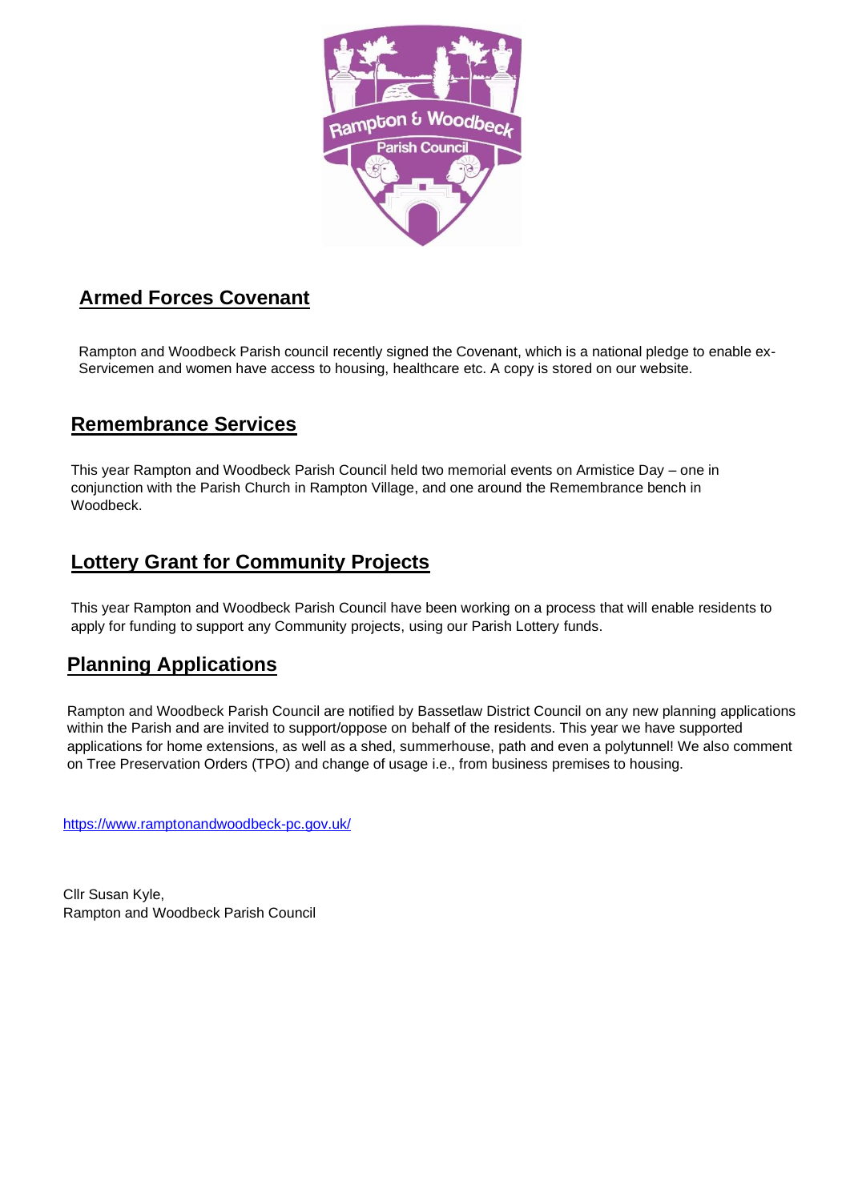## Armed Forces Covenant

Rampton and Woodbeck Parish council recently signed the Covenant, which is a national pledge to enable ex-Servicemen and women have access to housing, healthcare etc. A copy is stored on our website.

## Remembrance Services

This year Rampton and Woodbeck Parish Council held two memorial events on Armistice Day – one in conjunction with the Parish Church in Rampton Village, and one around the Remembrance bench in Woodbeck.

## Lottery Grant for Community Projects

This year Rampton and Woodbeck Parish Council have been working on a process that will enable residents to apply for funding to support any Community projects, using our Parish Lottery funds.

## Planning Applications

Rampton and Woodbeck Parish Council are notified by Bassetlaw District Council on any new planning applications within the Parish and are invited to support/oppose on behalf of the residents. This year we have supported applications for home extensions, as well as a shed, summerhouse, path and even a polytunnel! We also comment on Tree Preservation Orders (TPO) and change of usage i.e., from business premises to housing.

https://www.ramptonandwoodbeck-pc.gov.uk/

Cllr Susan Kyle,
Rampton and Woodbeck Parish Council